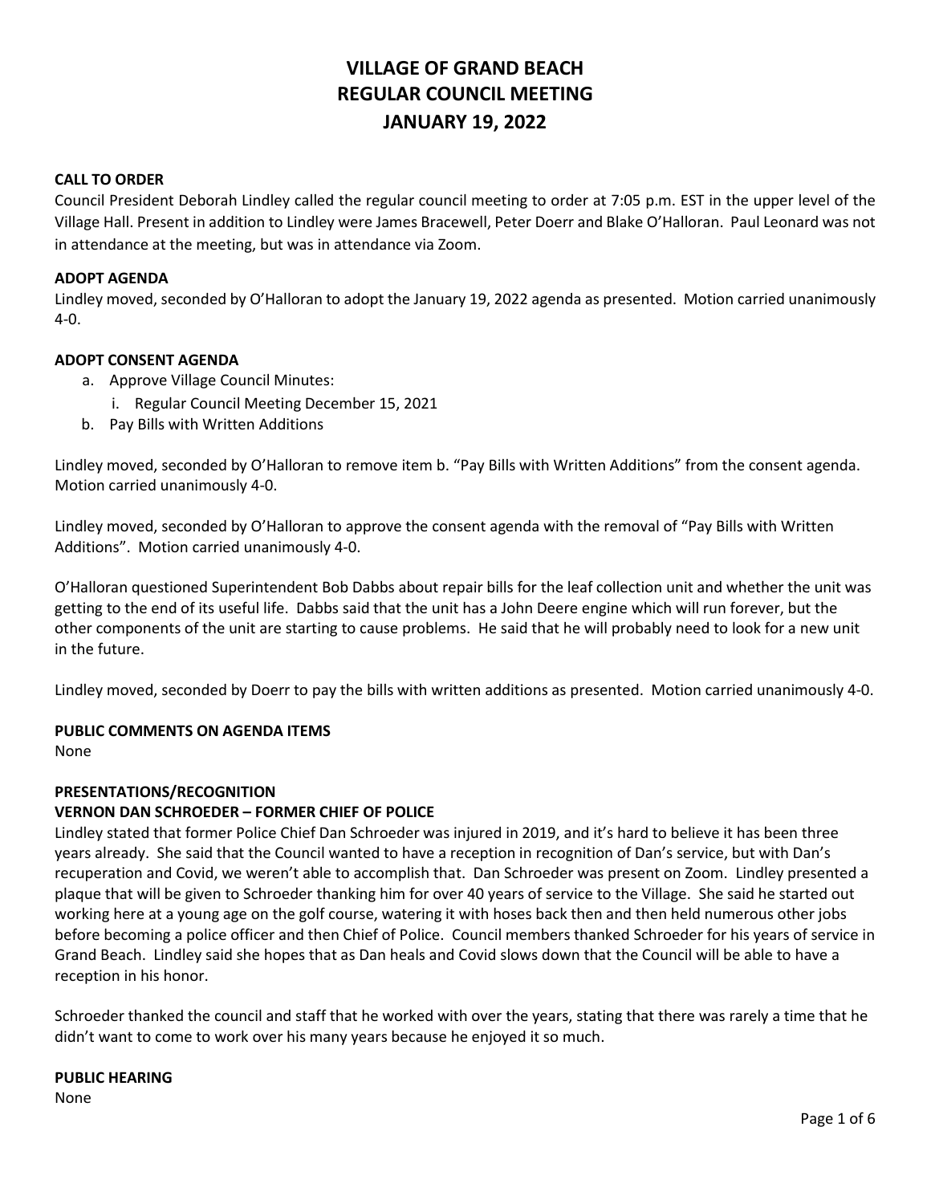# VILLAGE OF GRAND BEACH
# REGULAR COUNCIL MEETING
# JANUARY 19, 2022

**CALL TO ORDER**

Council President Deborah Lindley called the regular council meeting to order at 7:05 p.m. EST in the upper level of the Village Hall. Present in addition to Lindley were James Bracewell, Peter Doerr and Blake O'Halloran. Paul Leonard was not in attendance at the meeting, but was in attendance via Zoom.

**ADOPT AGENDA**

Lindley moved, seconded by O'Halloran to adopt the January 19, 2022 agenda as presented. Motion carried unanimously 4-0.

**ADOPT CONSENT AGENDA**

a. Approve Village Council Minutes:
   i. Regular Council Meeting December 15, 2021
b. Pay Bills with Written Additions

Lindley moved, seconded by O'Halloran to remove item b. "Pay Bills with Written Additions" from the consent agenda. Motion carried unanimously 4-0.

Lindley moved, seconded by O'Halloran to approve the consent agenda with the removal of "Pay Bills with Written Additions". Motion carried unanimously 4-0.

O'Halloran questioned Superintendent Bob Dabbs about repair bills for the leaf collection unit and whether the unit was getting to the end of its useful life. Dabbs said that the unit has a John Deere engine which will run forever, but the other components of the unit are starting to cause problems. He said that he will probably need to look for a new unit in the future.

Lindley moved, seconded by Doerr to pay the bills with written additions as presented. Motion carried unanimously 4-0.

**PUBLIC COMMENTS ON AGENDA ITEMS**

None

**PRESENTATIONS/RECOGNITION**

**VERNON DAN SCHROEDER – FORMER CHIEF OF POLICE**

Lindley stated that former Police Chief Dan Schroeder was injured in 2019, and it's hard to believe it has been three years already. She said that the Council wanted to have a reception in recognition of Dan's service, but with Dan's recuperation and Covid, we weren't able to accomplish that. Dan Schroeder was present on Zoom. Lindley presented a plaque that will be given to Schroeder thanking him for over 40 years of service to the Village. She said he started out working here at a young age on the golf course, watering it with hoses back then and then held numerous other jobs before becoming a police officer and then Chief of Police. Council members thanked Schroeder for his years of service in Grand Beach. Lindley said she hopes that as Dan heals and Covid slows down that the Council will be able to have a reception in his honor.

Schroeder thanked the council and staff that he worked with over the years, stating that there was rarely a time that he didn't want to come to work over his many years because he enjoyed it so much.

**PUBLIC HEARING**

None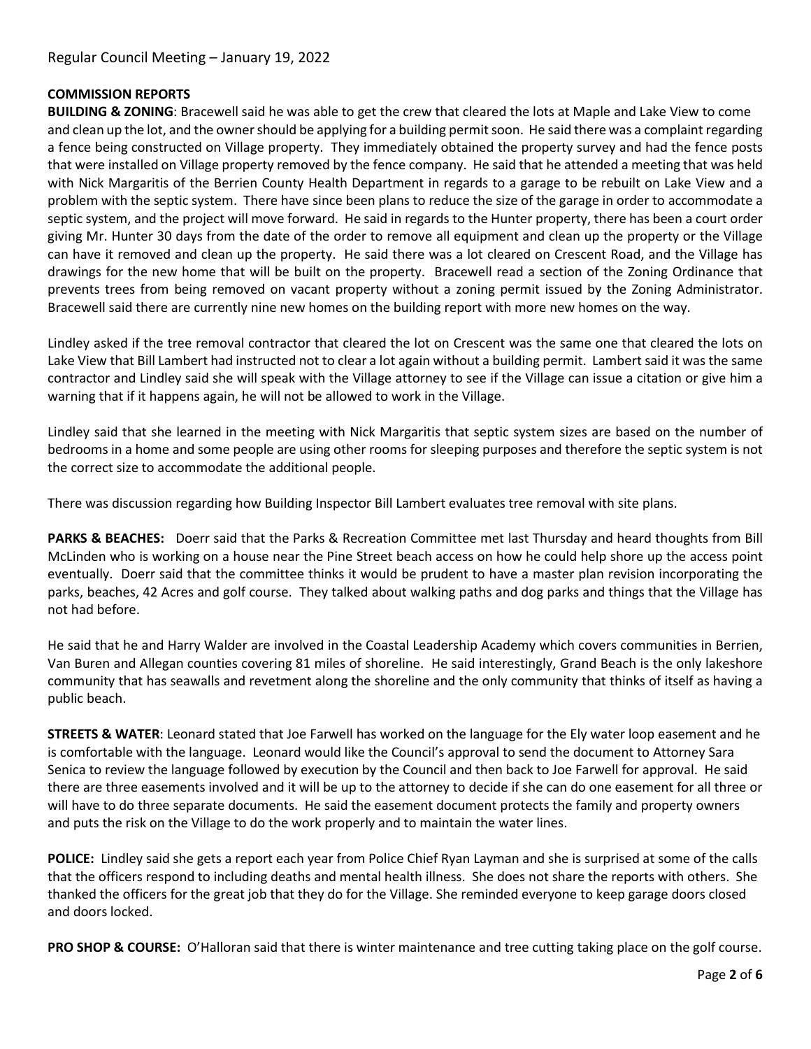Regular Council Meeting – January 19, 2022

**COMMISSION REPORTS**

**BUILDING & ZONING**: Bracewell said he was able to get the crew that cleared the lots at Maple and Lake View to come and clean up the lot, and the owner should be applying for a building permit soon. He said there was a complaint regarding a fence being constructed on Village property. They immediately obtained the property survey and had the fence posts that were installed on Village property removed by the fence company. He said that he attended a meeting that was held with Nick Margaritis of the Berrien County Health Department in regards to a garage to be rebuilt on Lake View and a problem with the septic system. There have since been plans to reduce the size of the garage in order to accommodate a septic system, and the project will move forward. He said in regards to the Hunter property, there has been a court order giving Mr. Hunter 30 days from the date of the order to remove all equipment and clean up the property or the Village can have it removed and clean up the property. He said there was a lot cleared on Crescent Road, and the Village has drawings for the new home that will be built on the property. Bracewell read a section of the Zoning Ordinance that prevents trees from being removed on vacant property without a zoning permit issued by the Zoning Administrator. Bracewell said there are currently nine new homes on the building report with more new homes on the way.

Lindley asked if the tree removal contractor that cleared the lot on Crescent was the same one that cleared the lots on Lake View that Bill Lambert had instructed not to clear a lot again without a building permit. Lambert said it was the same contractor and Lindley said she will speak with the Village attorney to see if the Village can issue a citation or give him a warning that if it happens again, he will not be allowed to work in the Village.

Lindley said that she learned in the meeting with Nick Margaritis that septic system sizes are based on the number of bedrooms in a home and some people are using other rooms for sleeping purposes and therefore the septic system is not the correct size to accommodate the additional people.

There was discussion regarding how Building Inspector Bill Lambert evaluates tree removal with site plans.

**PARKS & BEACHES:** Doerr said that the Parks & Recreation Committee met last Thursday and heard thoughts from Bill McLinden who is working on a house near the Pine Street beach access on how he could help shore up the access point eventually. Doerr said that the committee thinks it would be prudent to have a master plan revision incorporating the parks, beaches, 42 Acres and golf course. They talked about walking paths and dog parks and things that the Village has not had before.

He said that he and Harry Walder are involved in the Coastal Leadership Academy which covers communities in Berrien, Van Buren and Allegan counties covering 81 miles of shoreline. He said interestingly, Grand Beach is the only lakeshore community that has seawalls and revetment along the shoreline and the only community that thinks of itself as having a public beach.

**STREETS & WATER**: Leonard stated that Joe Farwell has worked on the language for the Ely water loop easement and he is comfortable with the language. Leonard would like the Council's approval to send the document to Attorney Sara Senica to review the language followed by execution by the Council and then back to Joe Farwell for approval. He said there are three easements involved and it will be up to the attorney to decide if she can do one easement for all three or will have to do three separate documents. He said the easement document protects the family and property owners and puts the risk on the Village to do the work properly and to maintain the water lines.

**POLICE:** Lindley said she gets a report each year from Police Chief Ryan Layman and she is surprised at some of the calls that the officers respond to including deaths and mental health illness. She does not share the reports with others. She thanked the officers for the great job that they do for the Village. She reminded everyone to keep garage doors closed and doors locked.

**PRO SHOP & COURSE:** O'Halloran said that there is winter maintenance and tree cutting taking place on the golf course.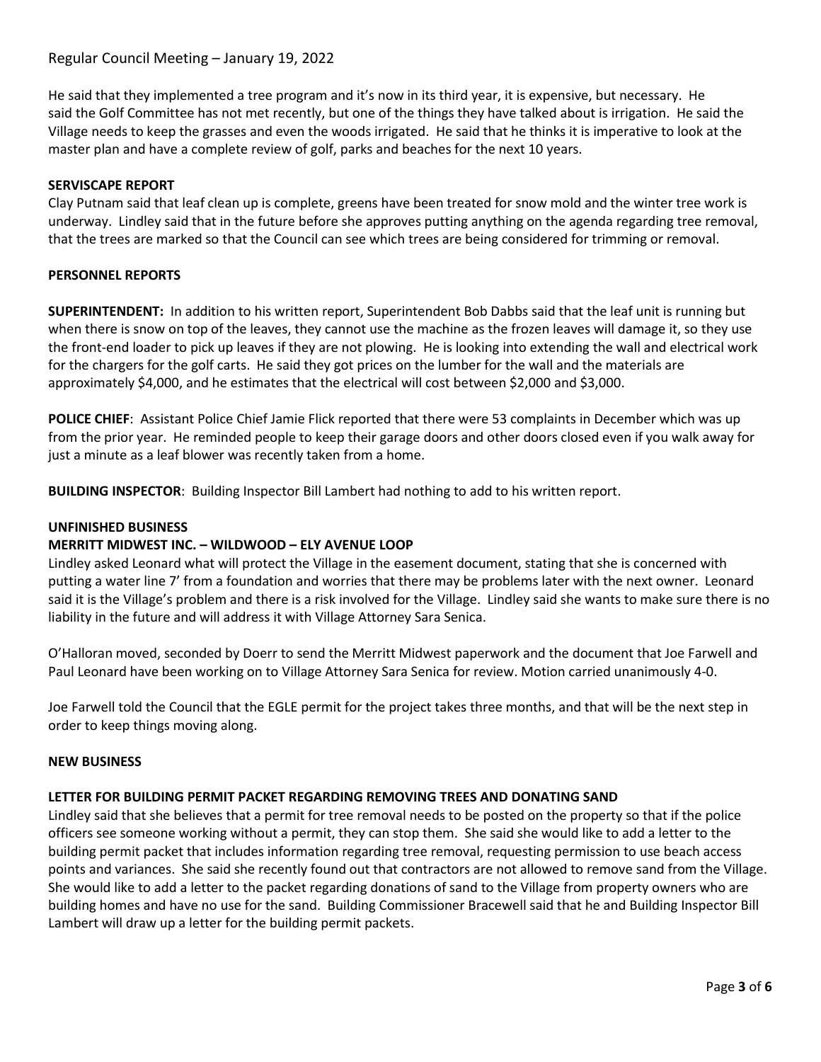He said that they implemented a tree program and it's now in its third year, it is expensive, but necessary. He said the Golf Committee has not met recently, but one of the things they have talked about is irrigation. He said the Village needs to keep the grasses and even the woods irrigated. He said that he thinks it is imperative to look at the master plan and have a complete review of golf, parks and beaches for the next 10 years.

**SERVISCAPE REPORT**

Clay Putnam said that leaf clean up is complete, greens have been treated for snow mold and the winter tree work is underway. Lindley said that in the future before she approves putting anything on the agenda regarding tree removal, that the trees are marked so that the Council can see which trees are being considered for trimming or removal.

**PERSONNEL REPORTS**

**SUPERINTENDENT:** In addition to his written report, Superintendent Bob Dabbs said that the leaf unit is running but when there is snow on top of the leaves, they cannot use the machine as the frozen leaves will damage it, so they use the front-end loader to pick up leaves if they are not plowing. He is looking into extending the wall and electrical work for the chargers for the golf carts. He said they got prices on the lumber for the wall and the materials are approximately $4,000, and he estimates that the electrical will cost between $2,000 and $3,000.

**POLICE CHIEF**: Assistant Police Chief Jamie Flick reported that there were 53 complaints in December which was up from the prior year. He reminded people to keep their garage doors and other doors closed even if you walk away for just a minute as a leaf blower was recently taken from a home.

**BUILDING INSPECTOR**: Building Inspector Bill Lambert had nothing to add to his written report.

**UNFINISHED BUSINESS**

**MERRITT MIDWEST INC. – WILDWOOD – ELY AVENUE LOOP**

Lindley asked Leonard what will protect the Village in the easement document, stating that she is concerned with putting a water line 7' from a foundation and worries that there may be problems later with the next owner. Leonard said it is the Village's problem and there is a risk involved for the Village. Lindley said she wants to make sure there is no liability in the future and will address it with Village Attorney Sara Senica.

O'Halloran moved, seconded by Doerr to send the Merritt Midwest paperwork and the document that Joe Farwell and Paul Leonard have been working on to Village Attorney Sara Senica for review. Motion carried unanimously 4-0.

Joe Farwell told the Council that the EGLE permit for the project takes three months, and that will be the next step in order to keep things moving along.

**NEW BUSINESS**

**LETTER FOR BUILDING PERMIT PACKET REGARDING REMOVING TREES AND DONATING SAND**

Lindley said that she believes that a permit for tree removal needs to be posted on the property so that if the police officers see someone working without a permit, they can stop them. She said she would like to add a letter to the building permit packet that includes information regarding tree removal, requesting permission to use beach access points and variances. She said she recently found out that contractors are not allowed to remove sand from the Village. She would like to add a letter to the packet regarding donations of sand to the Village from property owners who are building homes and have no use for the sand. Building Commissioner Bracewell said that he and Building Inspector Bill Lambert will draw up a letter for the building permit packets.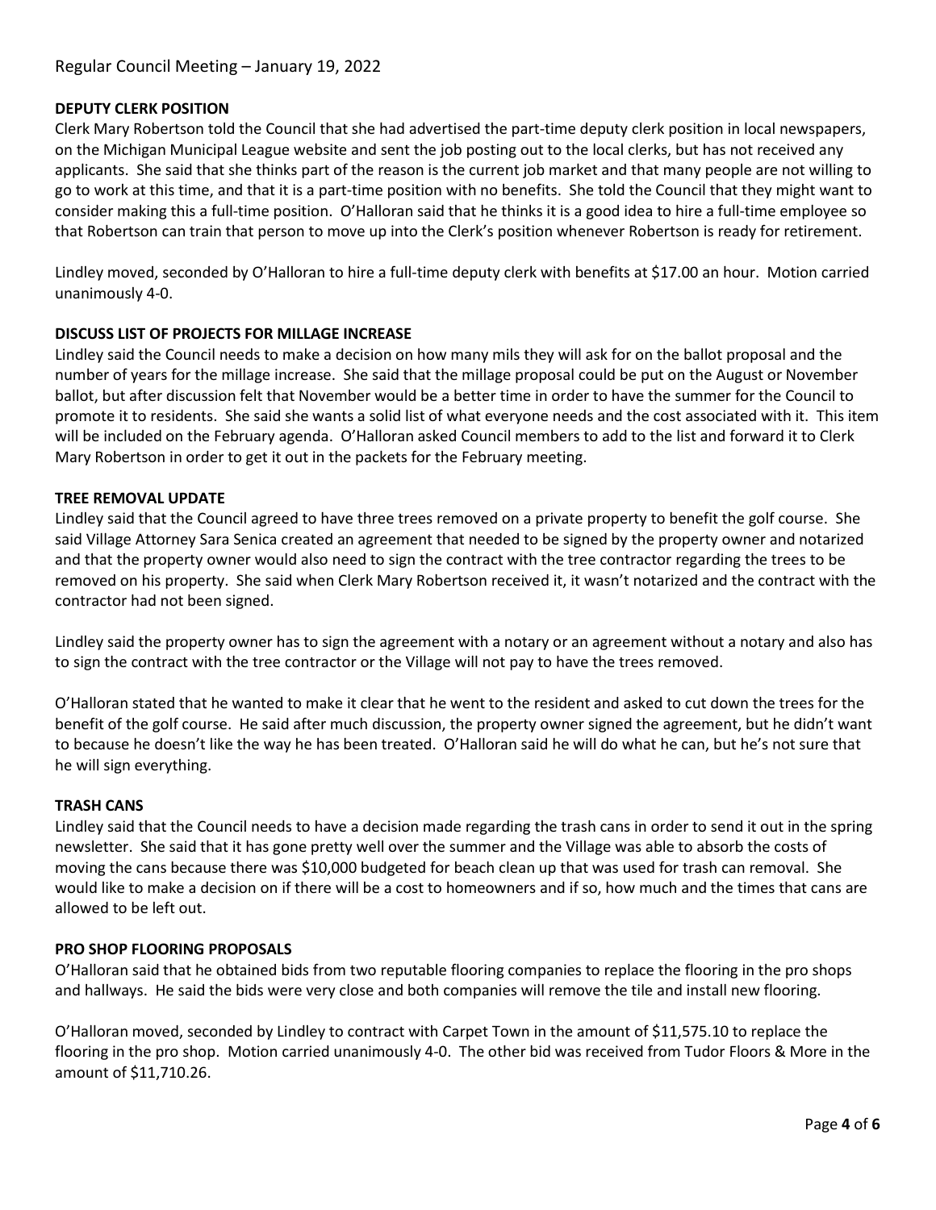Regular Council Meeting – January 19, 2022

**DEPUTY CLERK POSITION**

Clerk Mary Robertson told the Council that she had advertised the part-time deputy clerk position in local newspapers, on the Michigan Municipal League website and sent the job posting out to the local clerks, but has not received any applicants. She said that she thinks part of the reason is the current job market and that many people are not willing to go to work at this time, and that it is a part-time position with no benefits. She told the Council that they might want to consider making this a full-time position. O'Halloran said that he thinks it is a good idea to hire a full-time employee so that Robertson can train that person to move up into the Clerk's position whenever Robertson is ready for retirement.

Lindley moved, seconded by O'Halloran to hire a full-time deputy clerk with benefits at $17.00 an hour. Motion carried unanimously 4-0.

**DISCUSS LIST OF PROJECTS FOR MILLAGE INCREASE**

Lindley said the Council needs to make a decision on how many mils they will ask for on the ballot proposal and the number of years for the millage increase. She said that the millage proposal could be put on the August or November ballot, but after discussion felt that November would be a better time in order to have the summer for the Council to promote it to residents. She said she wants a solid list of what everyone needs and the cost associated with it. This item will be included on the February agenda. O'Halloran asked Council members to add to the list and forward it to Clerk Mary Robertson in order to get it out in the packets for the February meeting.

**TREE REMOVAL UPDATE**

Lindley said that the Council agreed to have three trees removed on a private property to benefit the golf course. She said Village Attorney Sara Senica created an agreement that needed to be signed by the property owner and notarized and that the property owner would also need to sign the contract with the tree contractor regarding the trees to be removed on his property. She said when Clerk Mary Robertson received it, it wasn't notarized and the contract with the contractor had not been signed.

Lindley said the property owner has to sign the agreement with a notary or an agreement without a notary and also has to sign the contract with the tree contractor or the Village will not pay to have the trees removed.

O'Halloran stated that he wanted to make it clear that he went to the resident and asked to cut down the trees for the benefit of the golf course. He said after much discussion, the property owner signed the agreement, but he didn't want to because he doesn't like the way he has been treated. O'Halloran said he will do what he can, but he's not sure that he will sign everything.

**TRASH CANS**

Lindley said that the Council needs to have a decision made regarding the trash cans in order to send it out in the spring newsletter. She said that it has gone pretty well over the summer and the Village was able to absorb the costs of moving the cans because there was $10,000 budgeted for beach clean up that was used for trash can removal. She would like to make a decision on if there will be a cost to homeowners and if so, how much and the times that cans are allowed to be left out.

**PRO SHOP FLOORING PROPOSALS**

O'Halloran said that he obtained bids from two reputable flooring companies to replace the flooring in the pro shops and hallways. He said the bids were very close and both companies will remove the tile and install new flooring.

O'Halloran moved, seconded by Lindley to contract with Carpet Town in the amount of $11,575.10 to replace the flooring in the pro shop. Motion carried unanimously 4-0. The other bid was received from Tudor Floors & More in the amount of $11,710.26.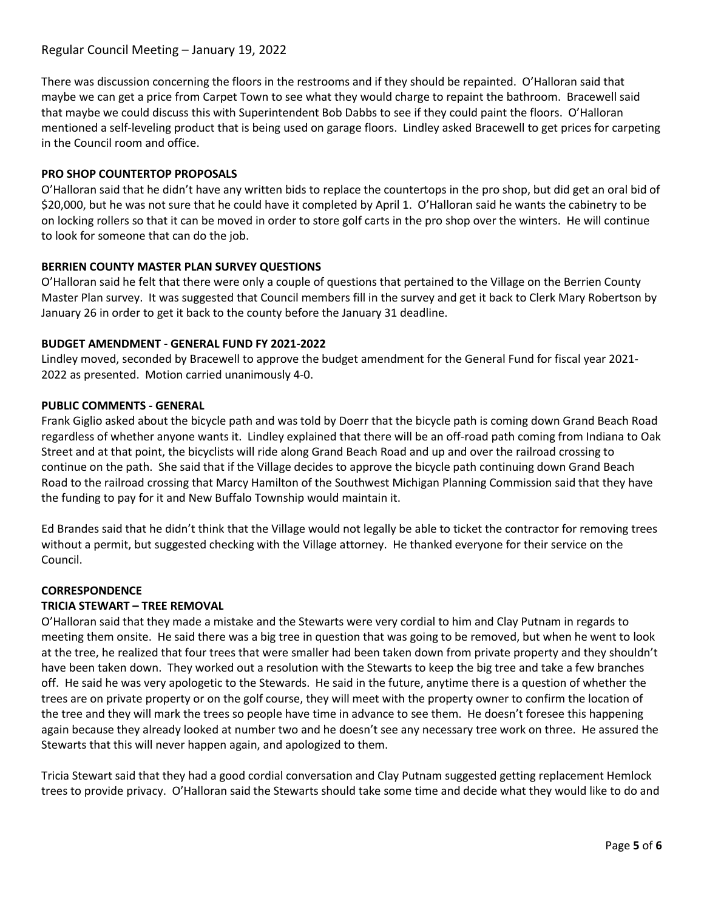There was discussion concerning the floors in the restrooms and if they should be repainted. O'Halloran said that maybe we can get a price from Carpet Town to see what they would charge to repaint the bathroom. Bracewell said that maybe we could discuss this with Superintendent Bob Dabbs to see if they could paint the floors. O'Halloran mentioned a self-leveling product that is being used on garage floors. Lindley asked Bracewell to get prices for carpeting in the Council room and office.

**PRO SHOP COUNTERTOP PROPOSALS**

O'Halloran said that he didn't have any written bids to replace the countertops in the pro shop, but did get an oral bid of \$20,000, but he was not sure that he could have it completed by April 1. O'Halloran said he wants the cabinetry to be on locking rollers so that it can be moved in order to store golf carts in the pro shop over the winters. He will continue to look for someone that can do the job.

**BERRIEN COUNTY MASTER PLAN SURVEY QUESTIONS**

O'Halloran said he felt that there were only a couple of questions that pertained to the Village on the Berrien County Master Plan survey. It was suggested that Council members fill in the survey and get it back to Clerk Mary Robertson by January 26 in order to get it back to the county before the January 31 deadline.

**BUDGET AMENDMENT - GENERAL FUND FY 2021-2022**

Lindley moved, seconded by Bracewell to approve the budget amendment for the General Fund for fiscal year 2021-2022 as presented. Motion carried unanimously 4-0.

**PUBLIC COMMENTS - GENERAL**

Frank Giglio asked about the bicycle path and was told by Doerr that the bicycle path is coming down Grand Beach Road regardless of whether anyone wants it. Lindley explained that there will be an off-road path coming from Indiana to Oak Street and at that point, the bicyclists will ride along Grand Beach Road and up and over the railroad crossing to continue on the path. She said that if the Village decides to approve the bicycle path continuing down Grand Beach Road to the railroad crossing that Marcy Hamilton of the Southwest Michigan Planning Commission said that they have the funding to pay for it and New Buffalo Township would maintain it.

Ed Brandes said that he didn't think that the Village would not legally be able to ticket the contractor for removing trees without a permit, but suggested checking with the Village attorney. He thanked everyone for their service on the Council.

**CORRESPONDENCE**

**TRICIA STEWART – TREE REMOVAL**

O'Halloran said that they made a mistake and the Stewarts were very cordial to him and Clay Putnam in regards to meeting them onsite. He said there was a big tree in question that was going to be removed, but when he went to look at the tree, he realized that four trees that were smaller had been taken down from private property and they shouldn't have been taken down. They worked out a resolution with the Stewarts to keep the big tree and take a few branches off. He said he was very apologetic to the Stewards. He said in the future, anytime there is a question of whether the trees are on private property or on the golf course, they will meet with the property owner to confirm the location of the tree and they will mark the trees so people have time in advance to see them. He doesn't foresee this happening again because they already looked at number two and he doesn't see any necessary tree work on three. He assured the Stewarts that this will never happen again, and apologized to them.

Tricia Stewart said that they had a good cordial conversation and Clay Putnam suggested getting replacement Hemlock trees to provide privacy. O'Halloran said the Stewarts should take some time and decide what they would like to do and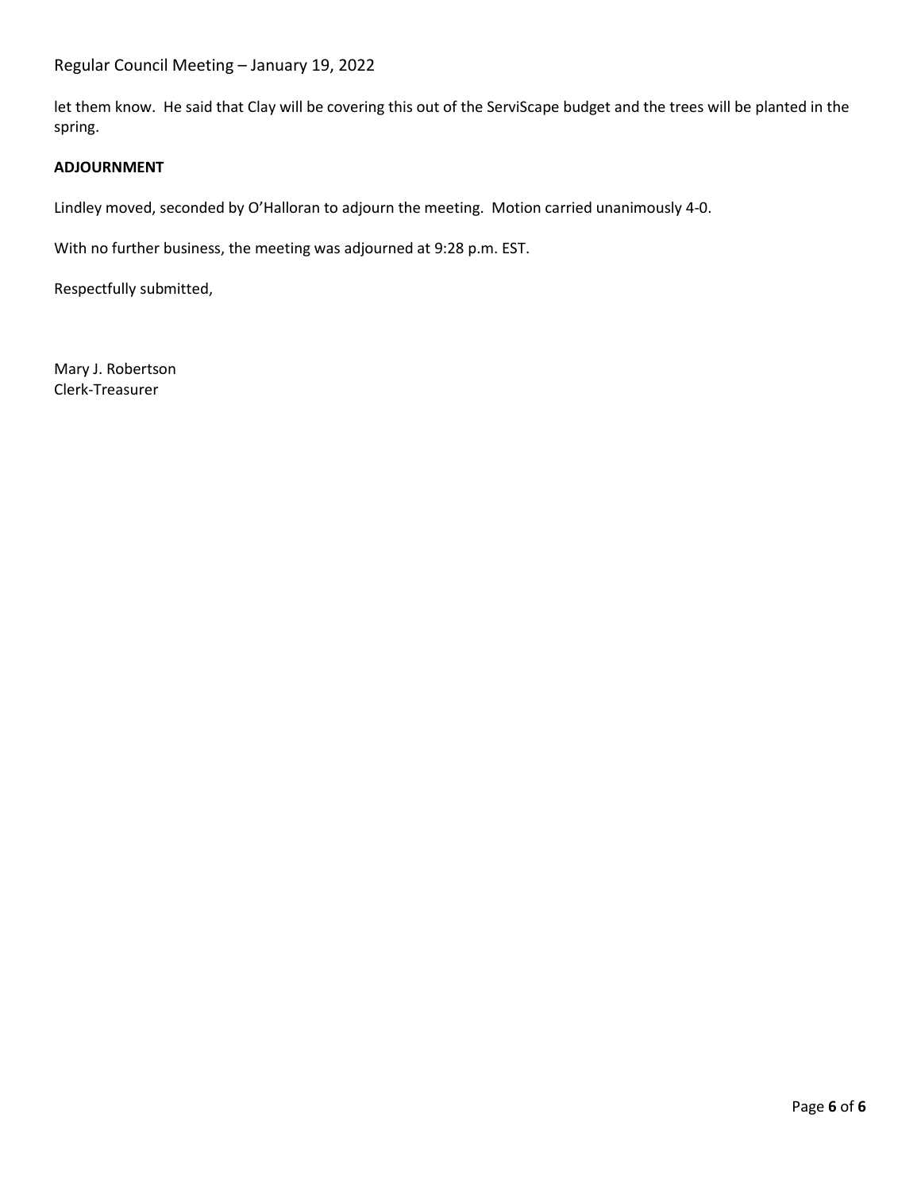let them know. He said that Clay will be covering this out of the ServiScape budget and the trees will be planted in the spring.

**ADJOURNMENT**

Lindley moved, seconded by O'Halloran to adjourn the meeting. Motion carried unanimously 4-0.

With no further business, the meeting was adjourned at 9:28 p.m. EST.

Respectfully submitted,

Mary J. Robertson
Clerk-Treasurer